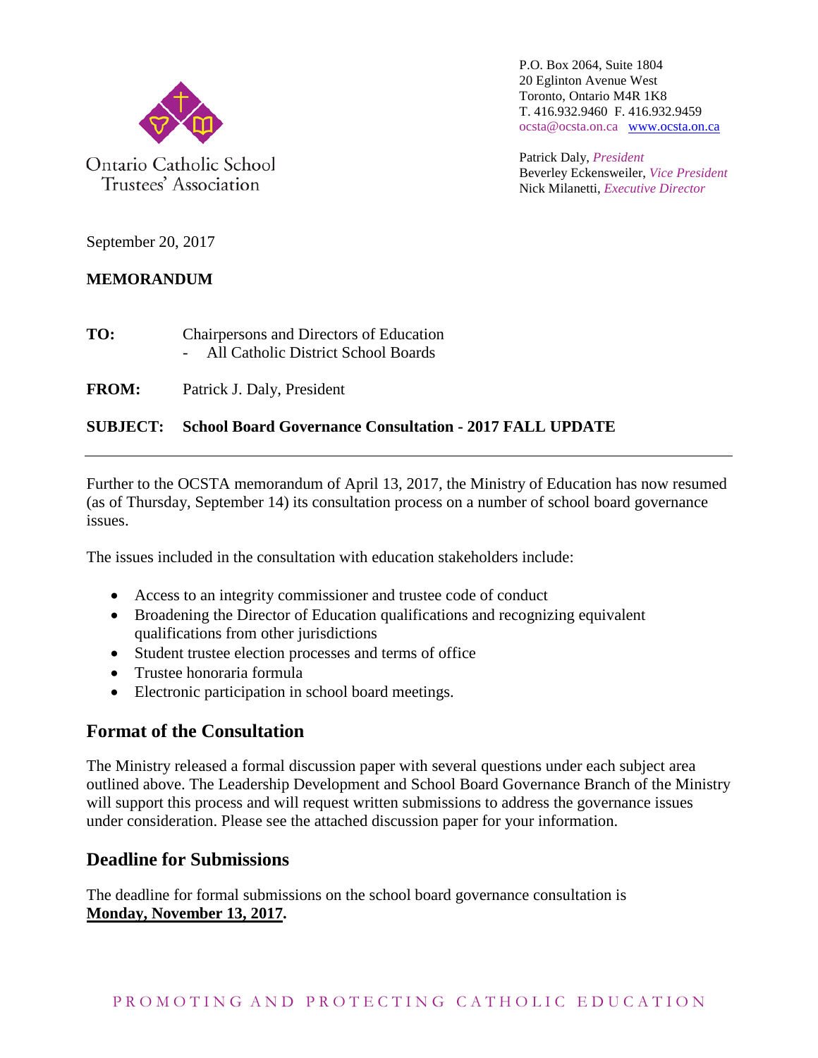Ontario Catholic School Trustees' Association

P.O. Box 2064, Suite 1804
20 Eglinton Avenue West
Toronto, Ontario M4R 1K8
T. 416.932.9460 F. 416.932.9459
ocsta@ocsta.on.ca [www.ocsta.on.ca](http://www.ocsta.on.ca)

Patrick Daly, *President*
Beverley Eckensweiler, *Vice President*
Nick Milanetti, *Executive Director*

September 20, 2017

**MEMORANDUM**

**TO:** Chairpersons and Directors of Education
- All Catholic District School Boards

**FROM:** Patrick J. Daly, President

**SUBJECT: School Board Governance Consultation - 2017 FALL UPDATE**

---

Further to the OCSTA memorandum of April 13, 2017, the Ministry of Education has now resumed (as of Thursday, September 14) its consultation process on a number of school board governance issues.

The issues included in the consultation with education stakeholders include:

- Access to an integrity commissioner and trustee code of conduct
- Broadening the Director of Education qualifications and recognizing equivalent qualifications from other jurisdictions
- Student trustee election processes and terms of office
- Trustee honoraria formula
- Electronic participation in school board meetings.

## Format of the Consultation

The Ministry released a formal discussion paper with several questions under each subject area outlined above. The Leadership Development and School Board Governance Branch of the Ministry will support this process and will request written submissions to address the governance issues under consideration. Please see the attached discussion paper for your information.

## Deadline for Submissions

The deadline for formal submissions on the school board governance consultation is **Monday, November 13, 2017.**

PROMOTING AND PROTECTING CATHOLIC EDUCATION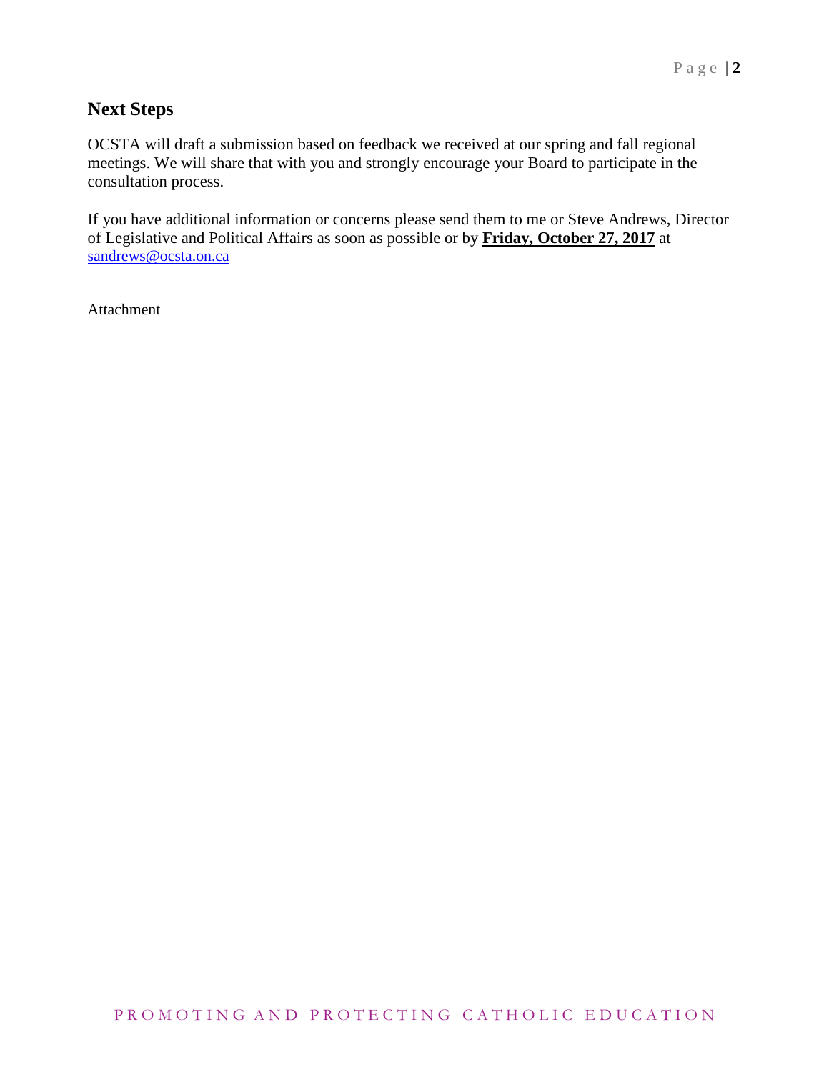## Next Steps

OCSTA will draft a submission based on feedback we received at our spring and fall regional meetings. We will share that with you and strongly encourage your Board to participate in the consultation process.

If you have additional information or concerns please send them to me or Steve Andrews, Director of Legislative and Political Affairs as soon as possible or by **Friday, October 27, 2017** at sandrews@ocsta.on.ca

Attachment